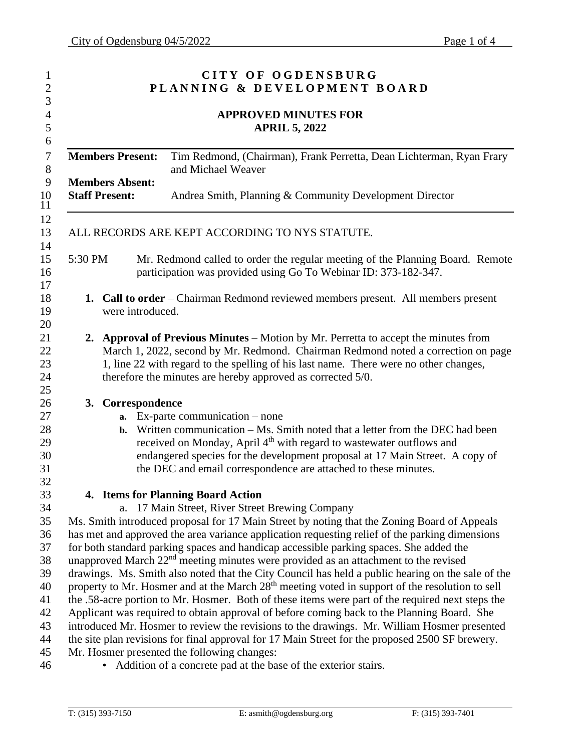# CITY OF OGDENSBURG
# PLANNING & DEVELOPMENT BOARD

## APPROVED MINUTES FOR APRIL 5, 2022

| | |
|---|---|
| **Members Present:** | Tim Redmond, (Chairman), Frank Perretta, Dean Lichterman, Ryan Frary and Michael Weaver |
| **Members Absent:** | |
| **Staff Present:** | Andrea Smith, Planning & Community Development Director |

ALL RECORDS ARE KEPT ACCORDING TO NYS STATUTE.

5:30 PM Mr. Redmond called to order the regular meeting of the Planning Board. Remote participation was provided using Go To Webinar ID: 373-182-347.

1. **Call to order** – Chairman Redmond reviewed members present. All members present were introduced.

2. **Approval of Previous Minutes** – Motion by Mr. Perretta to accept the minutes from March 1, 2022, second by Mr. Redmond. Chairman Redmond noted a correction on page 1, line 22 with regard to the spelling of his last name. There were no other changes, therefore the minutes are hereby approved as corrected 5/0.

3. **Correspondence**
   a. Ex-parte communication – none
   b. Written communication – Ms. Smith noted that a letter from the DEC had been received on Monday, April 4th with regard to wastewater outflows and endangered species for the development proposal at 17 Main Street. A copy of the DEC and email correspondence are attached to these minutes.

4. **Items for Planning Board Action**
   a. 17 Main Street, River Street Brewing Company

Ms. Smith introduced proposal for 17 Main Street by noting that the Zoning Board of Appeals has met and approved the area variance application requesting relief of the parking dimensions for both standard parking spaces and handicap accessible parking spaces. She added the unapproved March 22nd meeting minutes were provided as an attachment to the revised drawings. Ms. Smith also noted that the City Council has held a public hearing on the sale of the property to Mr. Hosmer and at the March 28th meeting voted in support of the resolution to sell the .58-acre portion to Mr. Hosmer. Both of these items were part of the required next steps the Applicant was required to obtain approval of before coming back to the Planning Board. She introduced Mr. Hosmer to review the revisions to the drawings. Mr. William Hosmer presented the site plan revisions for final approval for 17 Main Street for the proposed 2500 SF brewery. Mr. Hosmer presented the following changes:

- Addition of a concrete pad at the base of the exterior stairs.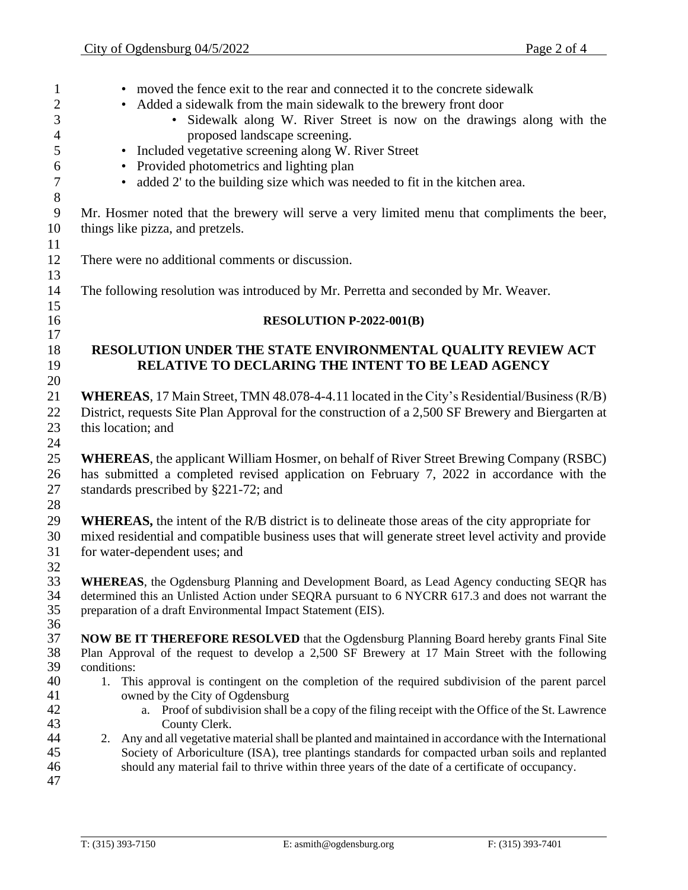- moved the fence exit to the rear and connected it to the concrete sidewalk
- Added a sidewalk from the main sidewalk to the brewery front door
    - Sidewalk along W. River Street is now on the drawings along with the proposed landscape screening.
- Included vegetative screening along W. River Street
- Provided photometrics and lighting plan
- added 2' to the building size which was needed to fit in the kitchen area.

Mr. Hosmer noted that the brewery will serve a very limited menu that compliments the beer, things like pizza, and pretzels.

There were no additional comments or discussion.

The following resolution was introduced by Mr. Perretta and seconded by Mr. Weaver.

**RESOLUTION P-2022-001(B)**

**RESOLUTION UNDER THE STATE ENVIRONMENTAL QUALITY REVIEW ACT RELATIVE TO DECLARING THE INTENT TO BE LEAD AGENCY**

**WHEREAS**, 17 Main Street, TMN 48.078-4-4.11 located in the City's Residential/Business (R/B) District, requests Site Plan Approval for the construction of a 2,500 SF Brewery and Biergarten at this location; and

**WHEREAS**, the applicant William Hosmer, on behalf of River Street Brewing Company (RSBC) has submitted a completed revised application on February 7, 2022 in accordance with the standards prescribed by §221-72; and

**WHEREAS,** the intent of the R/B district is to delineate those areas of the city appropriate for mixed residential and compatible business uses that will generate street level activity and provide for water-dependent uses; and

**WHEREAS**, the Ogdensburg Planning and Development Board, as Lead Agency conducting SEQR has determined this an Unlisted Action under SEQRA pursuant to 6 NYCRR 617.3 and does not warrant the preparation of a draft Environmental Impact Statement (EIS).

**NOW BE IT THEREFORE RESOLVED** that the Ogdensburg Planning Board hereby grants Final Site Plan Approval of the request to develop a 2,500 SF Brewery at 17 Main Street with the following conditions:

1. This approval is contingent on the completion of the required subdivision of the parent parcel owned by the City of Ogdensburg
    a. Proof of subdivision shall be a copy of the filing receipt with the Office of the St. Lawrence County Clerk.
2. Any and all vegetative material shall be planted and maintained in accordance with the International Society of Arboriculture (ISA), tree plantings standards for compacted urban soils and replanted should any material fail to thrive within three years of the date of a certificate of occupancy.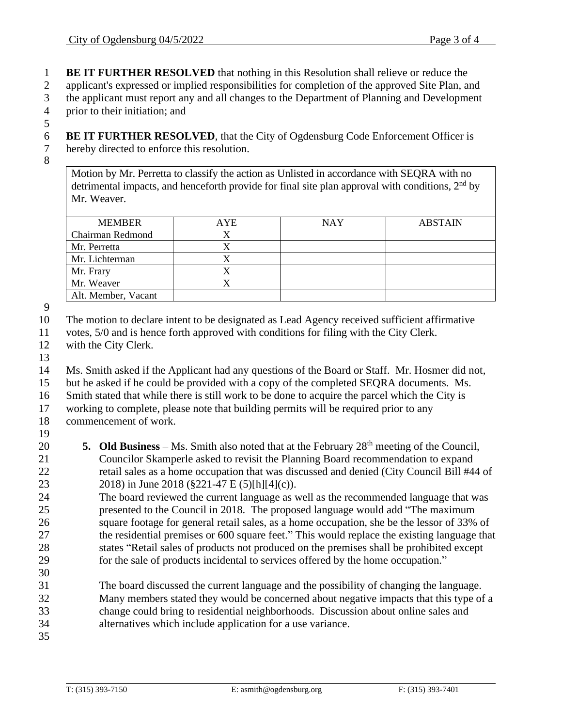**BE IT FURTHER RESOLVED** that nothing in this Resolution shall relieve or reduce the applicant's expressed or implied responsibilities for completion of the approved Site Plan, and the applicant must report any and all changes to the Department of Planning and Development prior to their initiation; and

**BE IT FURTHER RESOLVED**, that the City of Ogdensburg Code Enforcement Officer is hereby directed to enforce this resolution.

Motion by Mr. Perretta to classify the action as Unlisted in accordance with SEQRA with no detrimental impacts, and henceforth provide for final site plan approval with conditions, 2nd by Mr. Weaver.

| MEMBER | AYE | NAY | ABSTAIN |
|---|---|---|---|
| Chairman Redmond | X | | |
| Mr. Perretta | X | | |
| Mr. Lichterman | X | | |
| Mr. Frary | X | | |
| Mr. Weaver | X | | |
| Alt. Member, Vacant | | | |

The motion to declare intent to be designated as Lead Agency received sufficient affirmative votes, 5/0 and is hence forth approved with conditions for filing with the City Clerk. with the City Clerk.

Ms. Smith asked if the Applicant had any questions of the Board or Staff. Mr. Hosmer did not, but he asked if he could be provided with a copy of the completed SEQRA documents. Ms. Smith stated that while there is still work to be done to acquire the parcel which the City is working to complete, please note that building permits will be required prior to any commencement of work.

5. **Old Business** – Ms. Smith also noted that at the February 28th meeting of the Council, Councilor Skamperle asked to revisit the Planning Board recommendation to expand retail sales as a home occupation that was discussed and denied (City Council Bill #44 of 2018) in June 2018 (§221-47 E (5)[h][4](c)).
   The board reviewed the current language as well as the recommended language that was presented to the Council in 2018. The proposed language would add "The maximum square footage for general retail sales, as a home occupation, she be the lessor of 33% of the residential premises or 600 square feet." This would replace the existing language that states "Retail sales of products not produced on the premises shall be prohibited except for the sale of products incidental to services offered by the home occupation."

   The board discussed the current language and the possibility of changing the language. Many members stated they would be concerned about negative impacts that this type of a change could bring to residential neighborhoods. Discussion about online sales and alternatives which include application for a use variance.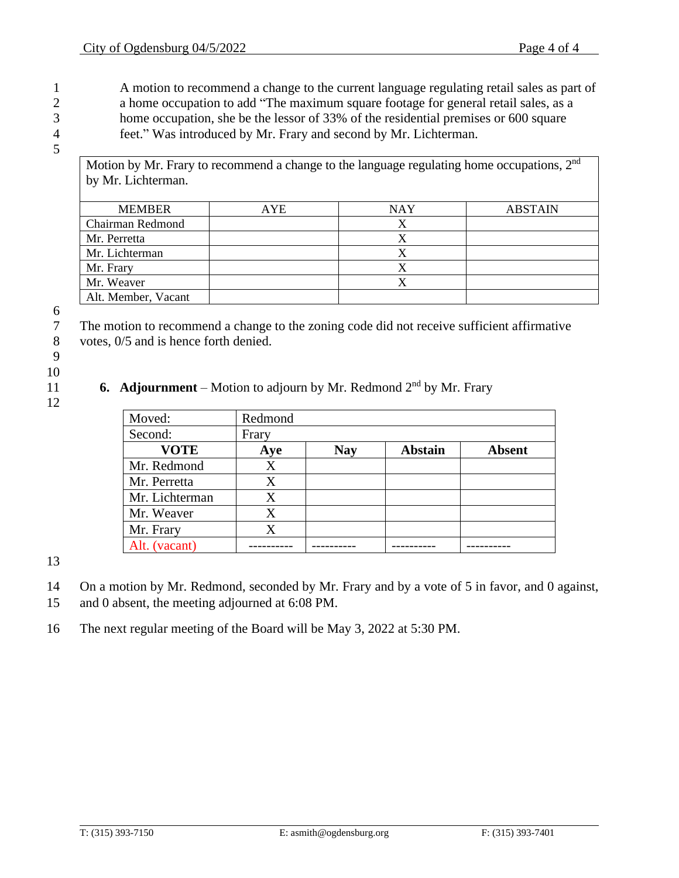A motion to recommend a change to the current language regulating retail sales as part of a home occupation to add "The maximum square footage for general retail sales, as a home occupation, she be the lessor of 33% of the residential premises or 600 square feet." Was introduced by Mr. Frary and second by Mr. Lichterman.

Motion by Mr. Frary to recommend a change to the language regulating home occupations, 2nd by Mr. Lichterman.

| MEMBER | AYE | NAY | ABSTAIN |
|---|---|---|---|
| Chairman Redmond | | X | |
| Mr. Perretta | | X | |
| Mr. Lichterman | | X | |
| Mr. Frary | | X | |
| Mr. Weaver | | X | |
| Alt. Member, Vacant | | | |

The motion to recommend a change to the zoning code did not receive sufficient affirmative votes, 0/5 and is hence forth denied.

6. **Adjournment** – Motion to adjourn by Mr. Redmond 2nd by Mr. Frary

| | | | | |
|---|---|---|---|---|
| Moved: | Redmond | | | |
| Second: | Frary | | | |
| **VOTE** | **Aye** | **Nay** | **Abstain** | **Absent** |
| Mr. Redmond | X | | | |
| Mr. Perretta | X | | | |
| Mr. Lichterman | X | | | |
| Mr. Weaver | X | | | |
| Mr. Frary | X | | | |
| Alt. (vacant) | ---------- | ---------- | ---------- | ---------- |

On a motion by Mr. Redmond, seconded by Mr. Frary and by a vote of 5 in favor, and 0 against, and 0 absent, the meeting adjourned at 6:08 PM.

The next regular meeting of the Board will be May 3, 2022 at 5:30 PM.